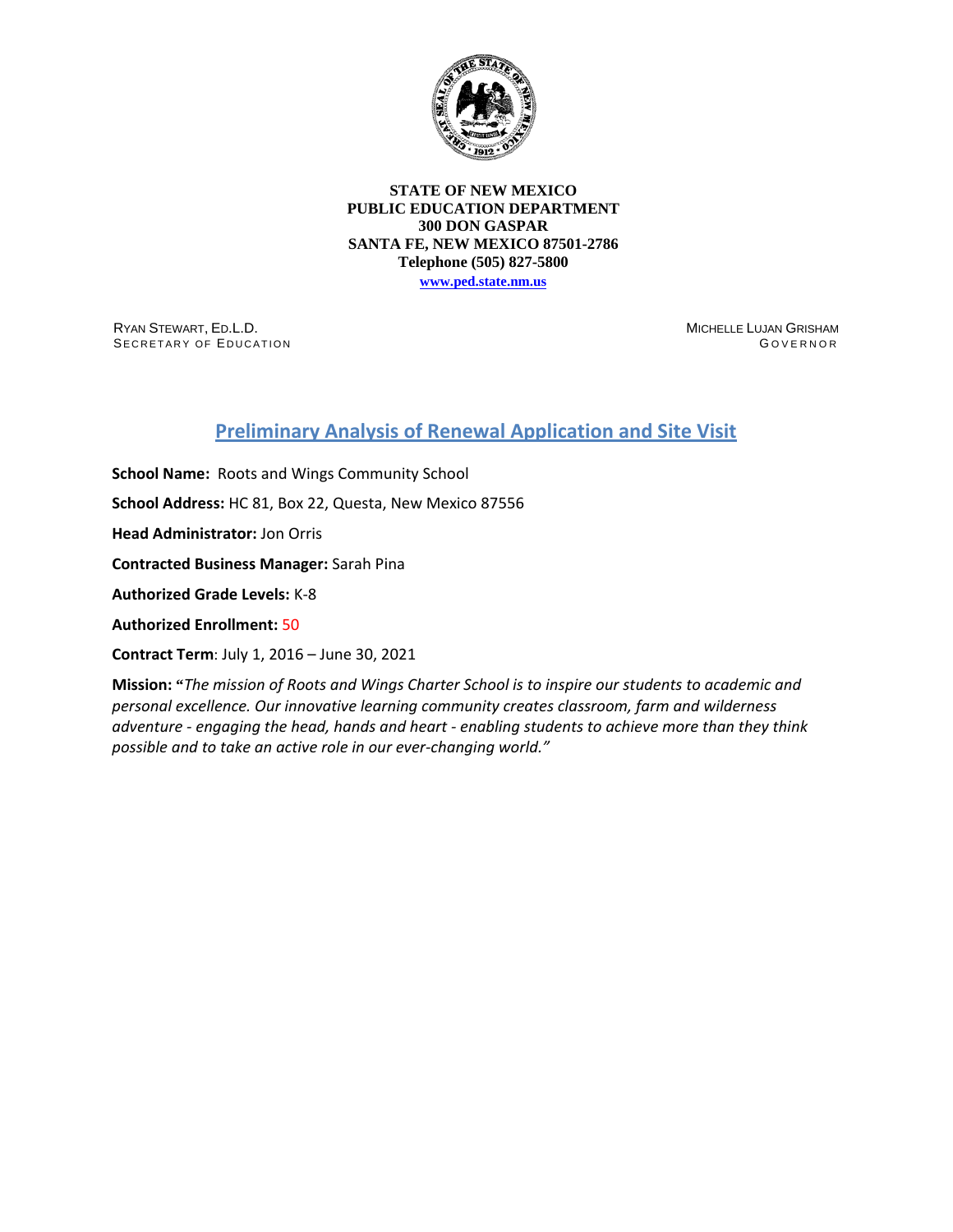**STATE OF NEW MEXICO**
**PUBLIC EDUCATION DEPARTMENT**
**300 DON GASPAR**
**SANTA FE, NEW MEXICO 87501-2786**
**Telephone (505) 827-5800**
**www.ped.state.nm.us**

RYAN STEWART, ED.L.D.
SECRETARY OF EDUCATION

MICHELLE LUJAN GRISHAM
GOVERNOR

# Preliminary Analysis of Renewal Application and Site Visit

**School Name:** Roots and Wings Community School

**School Address:** HC 81, Box 22, Questa, New Mexico 87556

**Head Administrator:** Jon Orris

**Contracted Business Manager:** Sarah Pina

**Authorized Grade Levels:** K-8

**Authorized Enrollment:** 50

**Contract Term**: July 1, 2016 – June 30, 2021

**Mission:** **"***The mission of Roots and Wings Charter School is to inspire our students to academic and personal excellence. Our innovative learning community creates classroom, farm and wilderness adventure - engaging the head, hands and heart - enabling students to achieve more than they think possible and to take an active role in our ever-changing world."*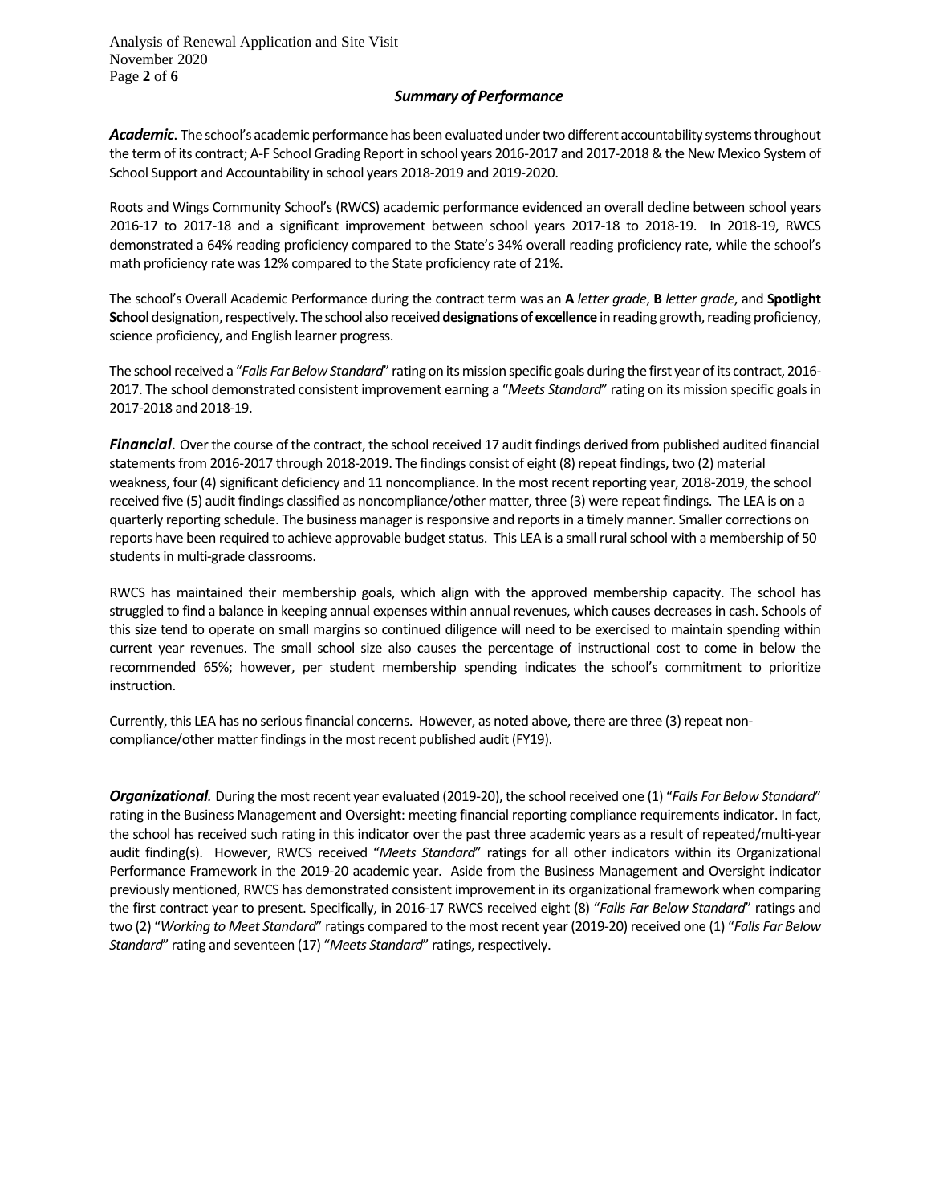## *Summary of Performance*

***Academic***. The school's academic performance has been evaluated under two different accountability systems throughout the term of its contract; A-F School Grading Report in school years 2016-2017 and 2017-2018 & the New Mexico System of School Support and Accountability in school years 2018-2019 and 2019-2020.

Roots and Wings Community School's (RWCS) academic performance evidenced an overall decline between school years 2016-17 to 2017-18 and a significant improvement between school years 2017-18 to 2018-19. In 2018-19, RWCS demonstrated a 64% reading proficiency compared to the State's 34% overall reading proficiency rate, while the school's math proficiency rate was 12% compared to the State proficiency rate of 21%.

The school's Overall Academic Performance during the contract term was an **A** *letter grade*, **B** *letter grade*, and **Spotlight School** designation, respectively. The school also received **designations of excellence** in reading growth, reading proficiency, science proficiency, and English learner progress.

The school received a "*Falls Far Below Standard*" rating on its mission specific goals during the first year of its contract, 2016-2017. The school demonstrated consistent improvement earning a "*Meets Standard*" rating on its mission specific goals in 2017-2018 and 2018-19.

***Financial***. Over the course of the contract, the school received 17 audit findings derived from published audited financial statements from 2016-2017 through 2018-2019. The findings consist of eight (8) repeat findings, two (2) material weakness, four (4) significant deficiency and 11 noncompliance. In the most recent reporting year, 2018-2019, the school received five (5) audit findings classified as noncompliance/other matter, three (3) were repeat findings. The LEA is on a quarterly reporting schedule. The business manager is responsive and reports in a timely manner. Smaller corrections on reports have been required to achieve approvable budget status. This LEA is a small rural school with a membership of 50 students in multi-grade classrooms.

RWCS has maintained their membership goals, which align with the approved membership capacity. The school has struggled to find a balance in keeping annual expenses within annual revenues, which causes decreases in cash. Schools of this size tend to operate on small margins so continued diligence will need to be exercised to maintain spending within current year revenues. The small school size also causes the percentage of instructional cost to come in below the recommended 65%; however, per student membership spending indicates the school's commitment to prioritize instruction.

Currently, this LEA has no serious financial concerns. However, as noted above, there are three (3) repeat non-compliance/other matter findings in the most recent published audit (FY19).

***Organizational***. During the most recent year evaluated (2019-20), the school received one (1) "*Falls Far Below Standard*" rating in the Business Management and Oversight: meeting financial reporting compliance requirements indicator. In fact, the school has received such rating in this indicator over the past three academic years as a result of repeated/multi-year audit finding(s). However, RWCS received "*Meets Standard*" ratings for all other indicators within its Organizational Performance Framework in the 2019-20 academic year. Aside from the Business Management and Oversight indicator previously mentioned, RWCS has demonstrated consistent improvement in its organizational framework when comparing the first contract year to present. Specifically, in 2016-17 RWCS received eight (8) "*Falls Far Below Standard*" ratings and two (2) "*Working to Meet Standard*" ratings compared to the most recent year (2019-20) received one (1) "*Falls Far Below Standard*" rating and seventeen (17) "*Meets Standard*" ratings, respectively.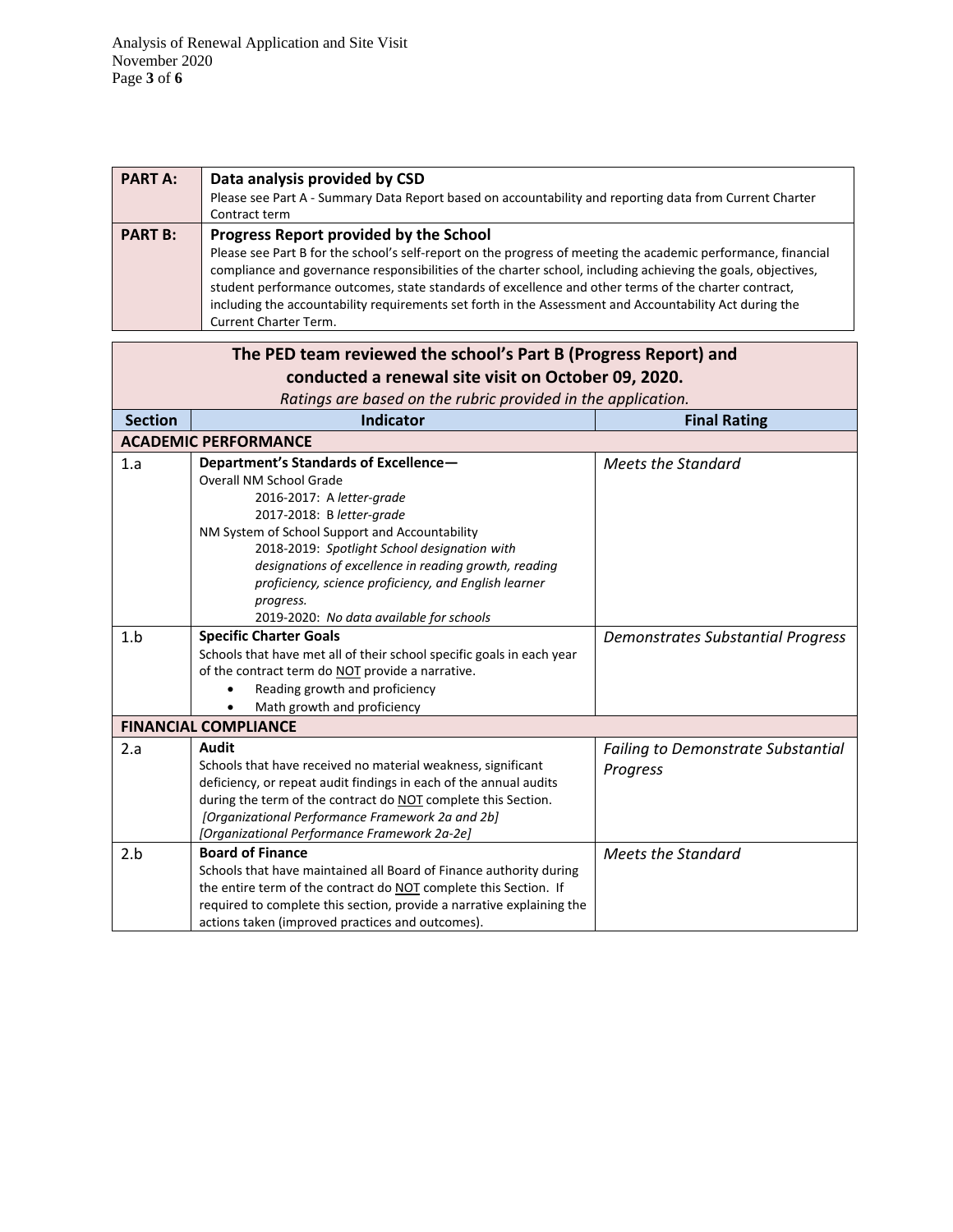| PART A: | **Data analysis provided by CSD**<br>Please see Part A - Summary Data Report based on accountability and reporting data from Current Charter Contract term |
|---|---|
| **PART B:** | **Progress Report provided by the School**<br>Please see Part B for the school's self-report on the progress of meeting the academic performance, financial compliance and governance responsibilities of the charter school, including achieving the goals, objectives, student performance outcomes, state standards of excellence and other terms of the charter contract, including the accountability requirements set forth in the Assessment and Accountability Act during the Current Charter Term. |

**The PED team reviewed the school's Part B (Progress Report) and conducted a renewal site visit on October 09, 2020.**

*Ratings are based on the rubric provided in the application.*

| Section | Indicator | Final Rating |
|---|---|---|
| **ACADEMIC PERFORMANCE** | | |
| 1.a | **Department's Standards of Excellence—**<br>Overall NM School Grade<br>2016-2017: A *letter-grade*<br>2017-2018: B *letter-grade*<br>NM System of School Support and Accountability<br>2018-2019: *Spotlight School designation with designations of excellence in reading growth, reading proficiency, science proficiency, and English learner progress.*<br>2019-2020: *No data available for schools* | *Meets the Standard* |
| 1.b | **Specific Charter Goals**<br>Schools that have met all of their school specific goals in each year of the contract term do NOT provide a narrative.<br>• Reading growth and proficiency<br>• Math growth and proficiency | *Demonstrates Substantial Progress* |
| **FINANCIAL COMPLIANCE** | | |
| 2.a | **Audit**<br>Schools that have received no material weakness, significant deficiency, or repeat audit findings in each of the annual audits during the term of the contract do NOT complete this Section.<br>*[Organizational Performance Framework 2a and 2b]*<br>*[Organizational Performance Framework 2a-2e]* | *Failing to Demonstrate Substantial Progress* |
| 2.b | **Board of Finance**<br>Schools that have maintained all Board of Finance authority during the entire term of the contract do NOT complete this Section. If required to complete this section, provide a narrative explaining the actions taken (improved practices and outcomes). | *Meets the Standard* |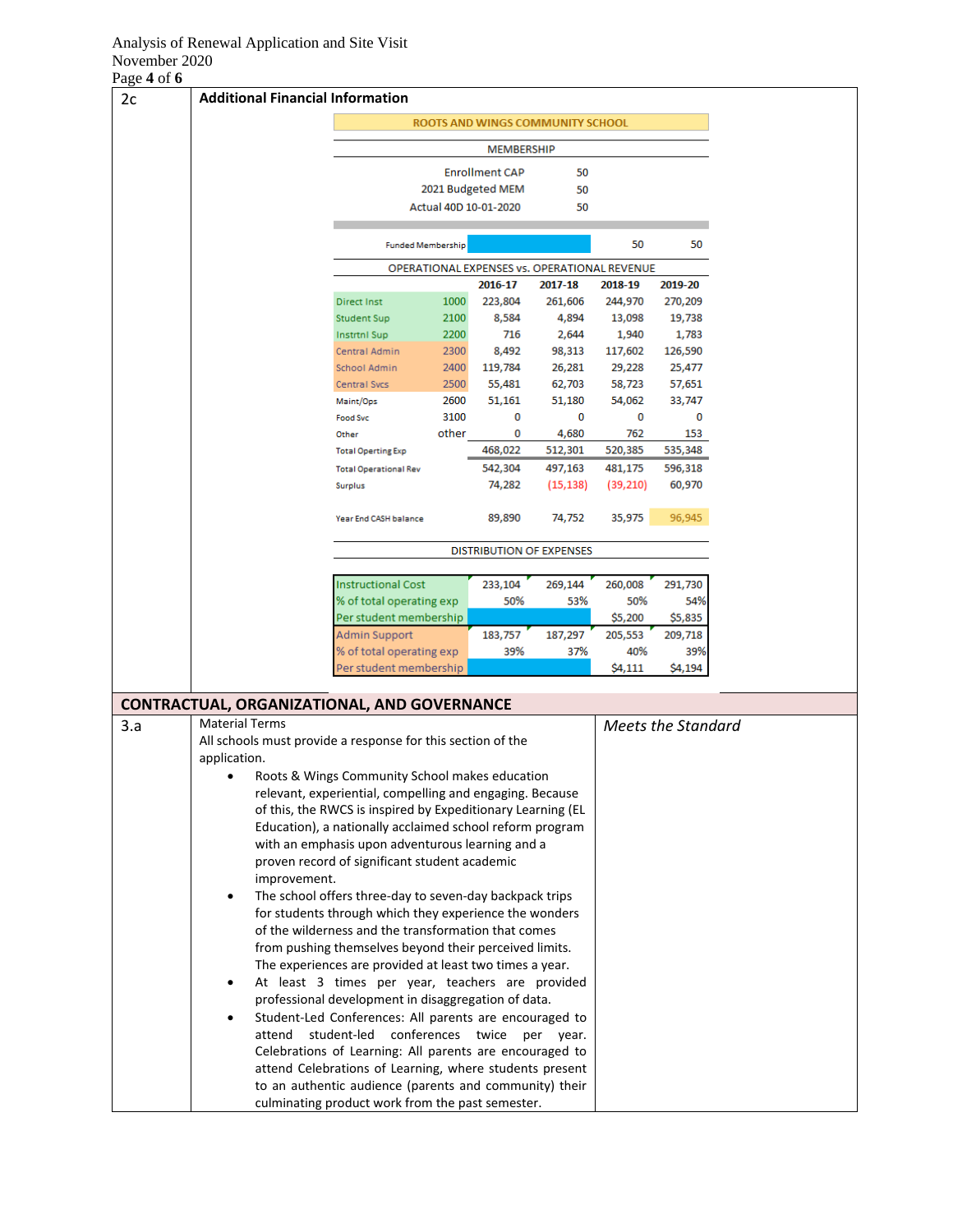Analysis of Renewal Application and Site Visit
November 2020

**2c** **Additional Financial Information**

**ROOTS AND WINGS COMMUNITY SCHOOL**

MEMBERSHIP

| | |
|---|---|
| Enrollment CAP | 50 |
| 2021 Budgeted MEM | 50 |
| Actual 40D 10-01-2020 | 50 |

OPERATIONAL EXPENSES vs. OPERATIONAL REVENUE

| | | 2016-17 | 2017-18 | 2018-19 | 2019-20 |
|---|---|---|---|---|---|
| Funded Membership | | | | 50 | 50 |
| Direct Inst | 1000 | 223,804 | 261,606 | 244,970 | 270,209 |
| Student Sup | 2100 | 8,584 | 4,894 | 13,098 | 19,738 |
| Instrtnl Sup | 2200 | 716 | 2,644 | 1,940 | 1,783 |
| Central Admin | 2300 | 8,492 | 98,313 | 117,602 | 126,590 |
| School Admin | 2400 | 119,784 | 26,281 | 29,228 | 25,477 |
| Central Svcs | 2500 | 55,481 | 62,703 | 58,723 | 57,651 |
| Maint/Ops | 2600 | 51,161 | 51,180 | 54,062 | 33,747 |
| Food Svc | 3100 | 0 | 0 | 0 | 0 |
| Other | other | 0 | 4,680 | 762 | 153 |
| Total Operting Exp | | 468,022 | 512,301 | 520,385 | 535,348 |
| Total Operational Rev | | 542,304 | 497,163 | 481,175 | 596,318 |
| Surplus | | 74,282 | (15,138) | (39,210) | 60,970 |
| Year End CASH balance | | 89,890 | 74,752 | 35,975 | 96,945 |

DISTRIBUTION OF EXPENSES

| | 2016-17 | 2017-18 | 2018-19 | 2019-20 |
|---|---|---|---|---|
| Instructional Cost | 233,104 | 269,144 | 260,008 | 291,730 |
| % of total operating exp | 50% | 53% | 50% | 54% |
| Per student membership | | | $5,200 | $5,835 |
| Admin Support | 183,757 | 187,297 | 205,553 | 209,718 |
| % of total operating exp | 39% | 37% | 40% | 39% |
| Per student membership | | | $4,111 | $4,194 |

## CONTRACTUAL, ORGANIZATIONAL, AND GOVERNANCE

**3.a** Material Terms — *Meets the Standard*

All schools must provide a response for this section of the application.

- Roots & Wings Community School makes education relevant, experiential, compelling and engaging. Because of this, the RWCS is inspired by Expeditionary Learning (EL Education), a nationally acclaimed school reform program with an emphasis upon adventurous learning and a proven record of significant student academic improvement.
- The school offers three-day to seven-day backpack trips for students through which they experience the wonders of the wilderness and the transformation that comes from pushing themselves beyond their perceived limits. The experiences are provided at least two times a year.
- At least 3 times per year, teachers are provided professional development in disaggregation of data.
- Student-Led Conferences: All parents are encouraged to attend student-led conferences twice per year. Celebrations of Learning: All parents are encouraged to attend Celebrations of Learning, where students present to an authentic audience (parents and community) their culminating product work from the past semester.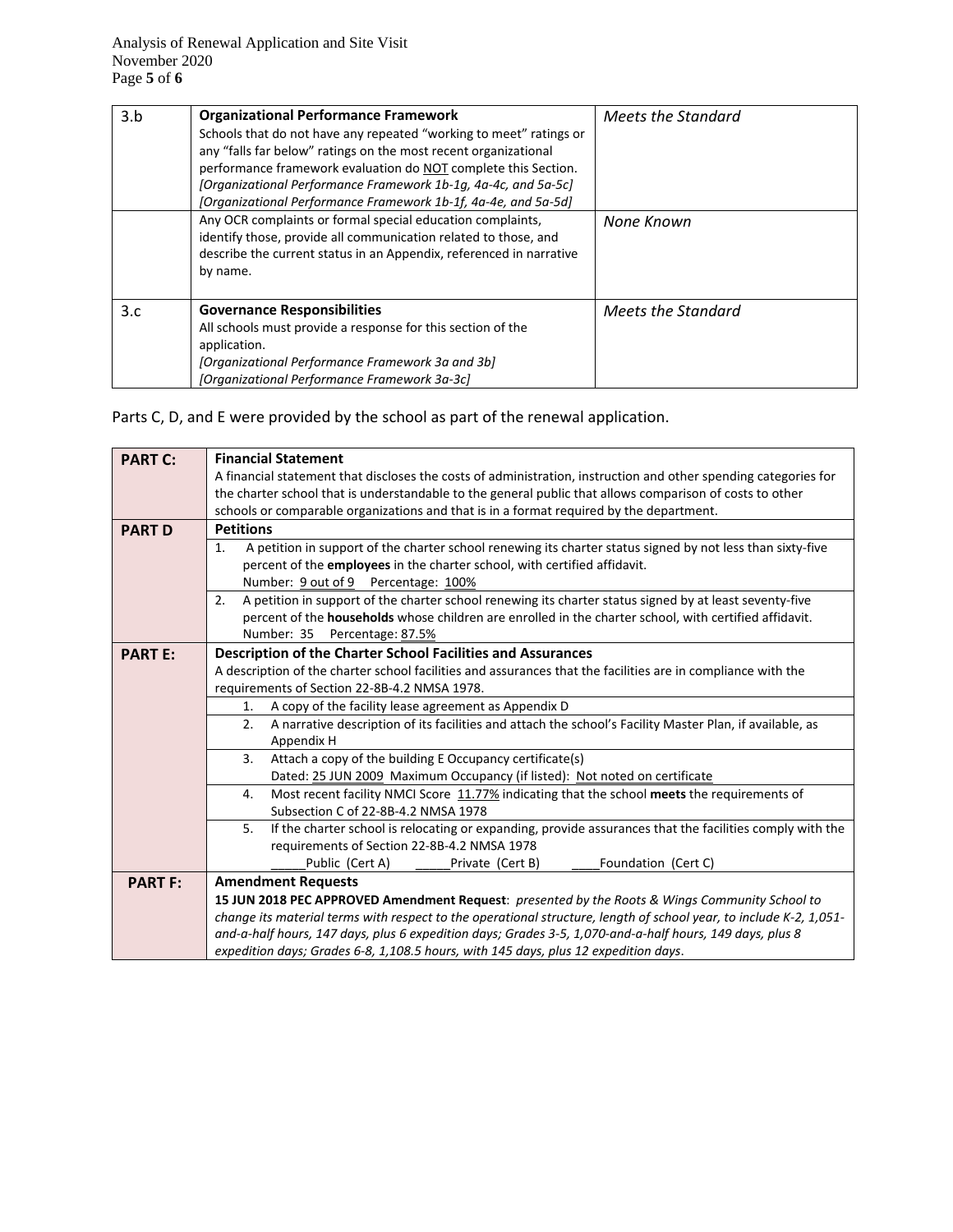| | | |
|---|---|---|
| 3.b | **Organizational Performance Framework**<br>Schools that do not have any repeated "working to meet" ratings or any "falls far below" ratings on the most recent organizational performance framework evaluation do NOT complete this Section.<br>*[Organizational Performance Framework 1b-1g, 4a-4c, and 5a-5c]*<br>*[Organizational Performance Framework 1b-1f, 4a-4e, and 5a-5d]* | *Meets the Standard* |
| | Any OCR complaints or formal special education complaints, identify those, provide all communication related to those, and describe the current status in an Appendix, referenced in narrative by name. | *None Known* |
| 3.c | **Governance Responsibilities**<br>All schools must provide a response for this section of the application.<br>*[Organizational Performance Framework 3a and 3b]*<br>*[Organizational Performance Framework 3a-3c]* | *Meets the Standard* |

Parts C, D, and E were provided by the school as part of the renewal application.

| | |
|---|---|
| **PART C:** | **Financial Statement**<br>A financial statement that discloses the costs of administration, instruction and other spending categories for the charter school that is understandable to the general public that allows comparison of costs to other schools or comparable organizations and that is in a format required by the department. |
| **PART D** | **Petitions** |
| | 1. A petition in support of the charter school renewing its charter status signed by not less than sixty-five percent of the **employees** in the charter school, with certified affidavit.<br>Number: 9 out of 9 Percentage: 100% |
| | 2. A petition in support of the charter school renewing its charter status signed by at least seventy-five percent of the **households** whose children are enrolled in the charter school, with certified affidavit.<br>Number: 35 Percentage: 87.5% |
| **PART E:** | **Description of the Charter School Facilities and Assurances**<br>A description of the charter school facilities and assurances that the facilities are in compliance with the requirements of Section 22-8B-4.2 NMSA 1978. |
| | 1. A copy of the facility lease agreement as Appendix D |
| | 2. A narrative description of its facilities and attach the school's Facility Master Plan, if available, as Appendix H |
| | 3. Attach a copy of the building E Occupancy certificate(s)<br>Dated: 25 JUN 2009 Maximum Occupancy (if listed): Not noted on certificate |
| | 4. Most recent facility NMCI Score 11.77% indicating that the school **meets** the requirements of Subsection C of 22-8B-4.2 NMSA 1978 |
| | 5. If the charter school is relocating or expanding, provide assurances that the facilities comply with the requirements of Section 22-8B-4.2 NMSA 1978<br>_____Public (Cert A) _____Private (Cert B) ____Foundation (Cert C) |
| **PART F:** | **Amendment Requests**<br>**15 JUN 2018 PEC APPROVED Amendment Request**: *presented by the Roots & Wings Community School to change its material terms with respect to the operational structure, length of school year, to include K-2, 1,051-and-a-half hours, 147 days, plus 6 expedition days; Grades 3-5, 1,070-and-a-half hours, 149 days, plus 8 expedition days; Grades 6-8, 1,108.5 hours, with 145 days, plus 12 expedition days*. |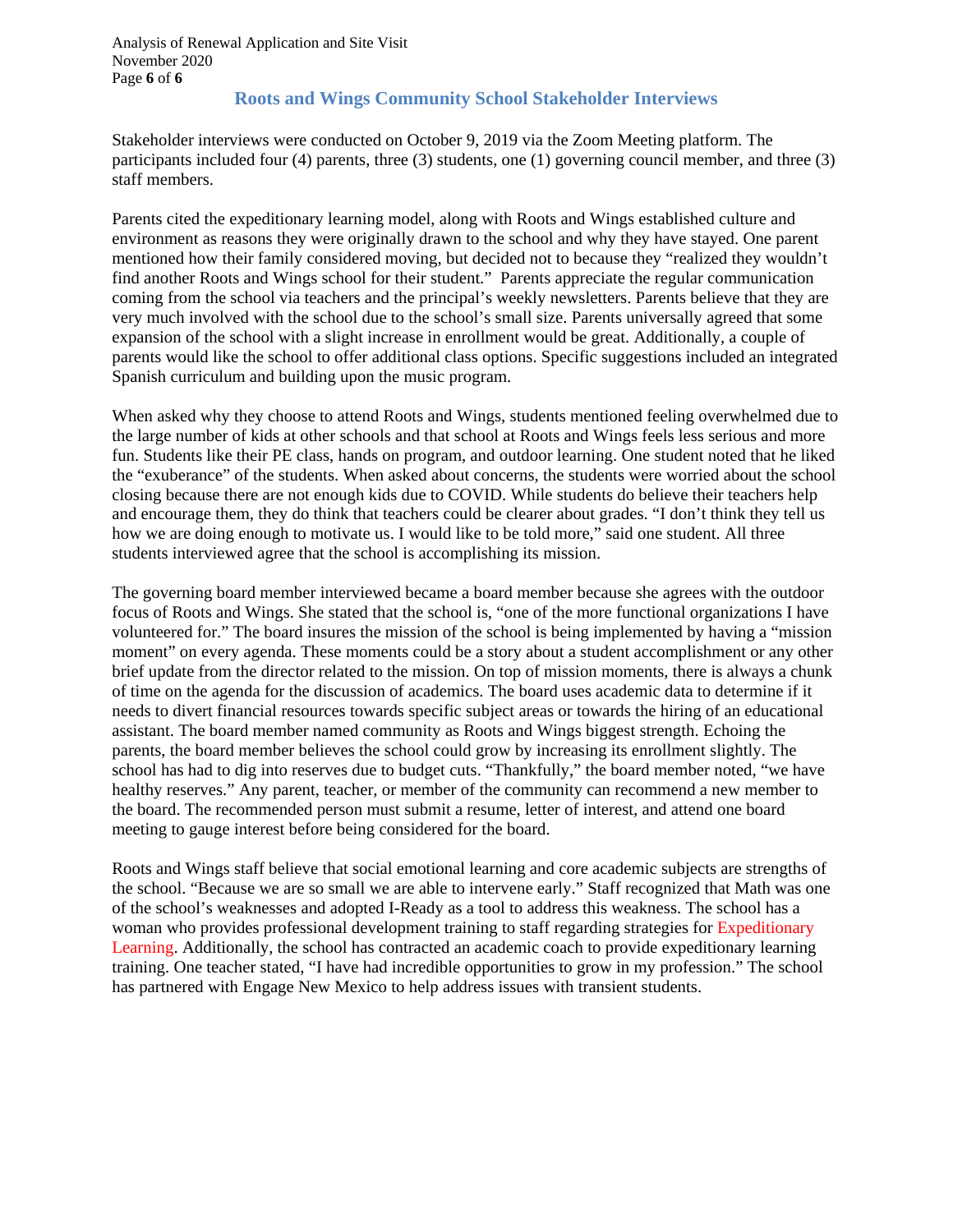## Roots and Wings Community School Stakeholder Interviews

Stakeholder interviews were conducted on October 9, 2019 via the Zoom Meeting platform. The participants included four (4) parents, three (3) students, one (1) governing council member, and three (3) staff members.

Parents cited the expeditionary learning model, along with Roots and Wings established culture and environment as reasons they were originally drawn to the school and why they have stayed. One parent mentioned how their family considered moving, but decided not to because they "realized they wouldn't find another Roots and Wings school for their student." Parents appreciate the regular communication coming from the school via teachers and the principal's weekly newsletters. Parents believe that they are very much involved with the school due to the school's small size. Parents universally agreed that some expansion of the school with a slight increase in enrollment would be great. Additionally, a couple of parents would like the school to offer additional class options. Specific suggestions included an integrated Spanish curriculum and building upon the music program.

When asked why they choose to attend Roots and Wings, students mentioned feeling overwhelmed due to the large number of kids at other schools and that school at Roots and Wings feels less serious and more fun. Students like their PE class, hands on program, and outdoor learning. One student noted that he liked the "exuberance" of the students. When asked about concerns, the students were worried about the school closing because there are not enough kids due to COVID. While students do believe their teachers help and encourage them, they do think that teachers could be clearer about grades. "I don't think they tell us how we are doing enough to motivate us. I would like to be told more," said one student. All three students interviewed agree that the school is accomplishing its mission.

The governing board member interviewed became a board member because she agrees with the outdoor focus of Roots and Wings. She stated that the school is, "one of the more functional organizations I have volunteered for." The board insures the mission of the school is being implemented by having a "mission moment" on every agenda. These moments could be a story about a student accomplishment or any other brief update from the director related to the mission. On top of mission moments, there is always a chunk of time on the agenda for the discussion of academics. The board uses academic data to determine if it needs to divert financial resources towards specific subject areas or towards the hiring of an educational assistant. The board member named community as Roots and Wings biggest strength. Echoing the parents, the board member believes the school could grow by increasing its enrollment slightly. The school has had to dig into reserves due to budget cuts. "Thankfully," the board member noted, "we have healthy reserves." Any parent, teacher, or member of the community can recommend a new member to the board. The recommended person must submit a resume, letter of interest, and attend one board meeting to gauge interest before being considered for the board.

Roots and Wings staff believe that social emotional learning and core academic subjects are strengths of the school. "Because we are so small we are able to intervene early." Staff recognized that Math was one of the school's weaknesses and adopted I-Ready as a tool to address this weakness. The school has a woman who provides professional development training to staff regarding strategies for Expeditionary Learning. Additionally, the school has contracted an academic coach to provide expeditionary learning training. One teacher stated, "I have had incredible opportunities to grow in my profession." The school has partnered with Engage New Mexico to help address issues with transient students.